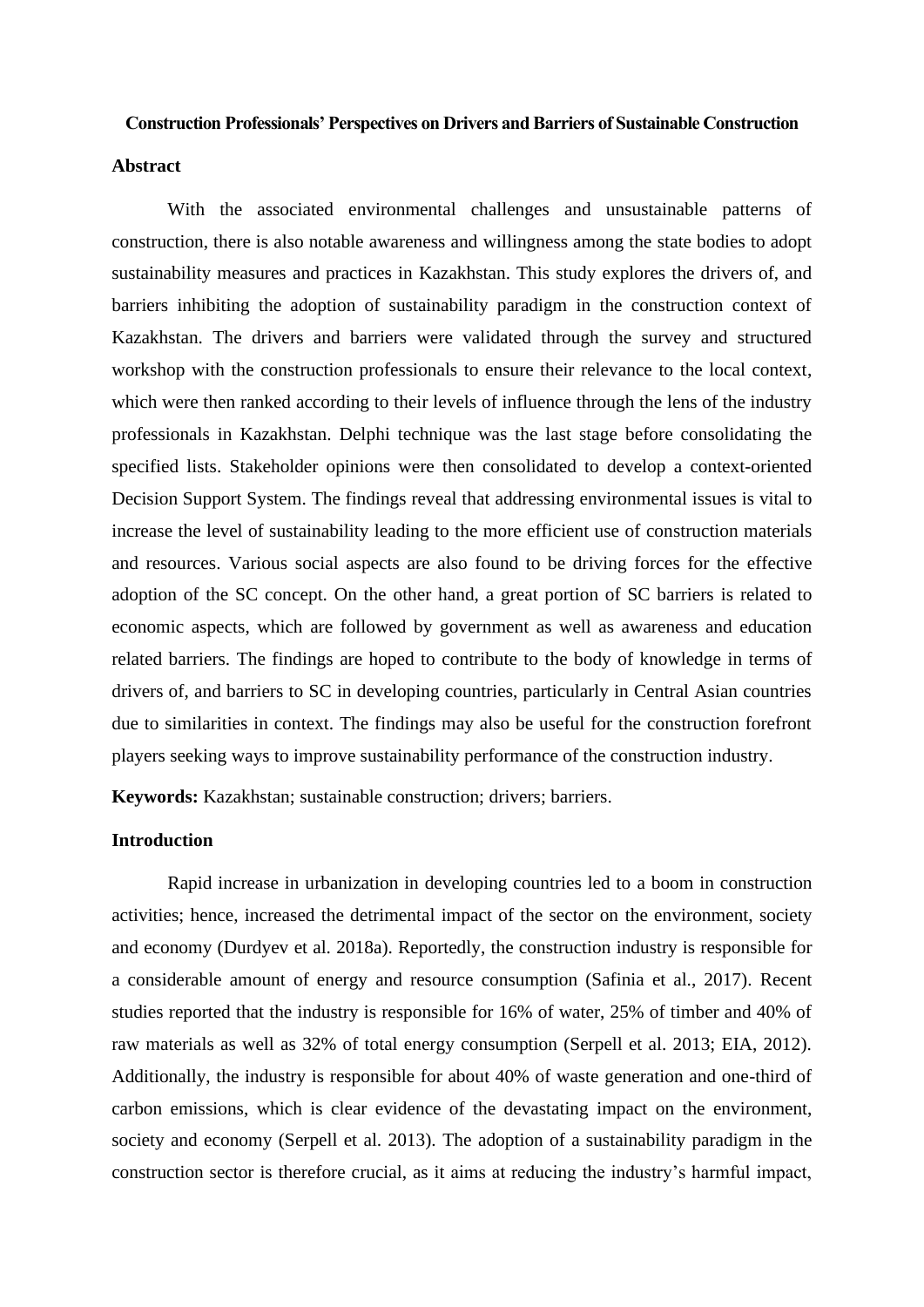# Construction Professionals' Perspectives on Drivers and Barriers of Sustainable Construction

## Abstract

With the associated environmental challenges and unsustainable patterns of construction, there is also notable awareness and willingness among the state bodies to adopt sustainability measures and practices in Kazakhstan. This study explores the drivers of, and barriers inhibiting the adoption of sustainability paradigm in the construction context of Kazakhstan. The drivers and barriers were validated through the survey and structured workshop with the construction professionals to ensure their relevance to the local context, which were then ranked according to their levels of influence through the lens of the industry professionals in Kazakhstan. Delphi technique was the last stage before consolidating the specified lists. Stakeholder opinions were then consolidated to develop a context-oriented Decision Support System. The findings reveal that addressing environmental issues is vital to increase the level of sustainability leading to the more efficient use of construction materials and resources. Various social aspects are also found to be driving forces for the effective adoption of the SC concept. On the other hand, a great portion of SC barriers is related to economic aspects, which are followed by government as well as awareness and education related barriers. The findings are hoped to contribute to the body of knowledge in terms of drivers of, and barriers to SC in developing countries, particularly in Central Asian countries due to similarities in context. The findings may also be useful for the construction forefront players seeking ways to improve sustainability performance of the construction industry.

**Keywords:** Kazakhstan; sustainable construction; drivers; barriers.

## Introduction

Rapid increase in urbanization in developing countries led to a boom in construction activities; hence, increased the detrimental impact of the sector on the environment, society and economy (Durdyev et al. 2018a). Reportedly, the construction industry is responsible for a considerable amount of energy and resource consumption (Safinia et al., 2017). Recent studies reported that the industry is responsible for 16% of water, 25% of timber and 40% of raw materials as well as 32% of total energy consumption (Serpell et al. 2013; EIA, 2012). Additionally, the industry is responsible for about 40% of waste generation and one-third of carbon emissions, which is clear evidence of the devastating impact on the environment, society and economy (Serpell et al. 2013). The adoption of a sustainability paradigm in the construction sector is therefore crucial, as it aims at reducing the industry's harmful impact,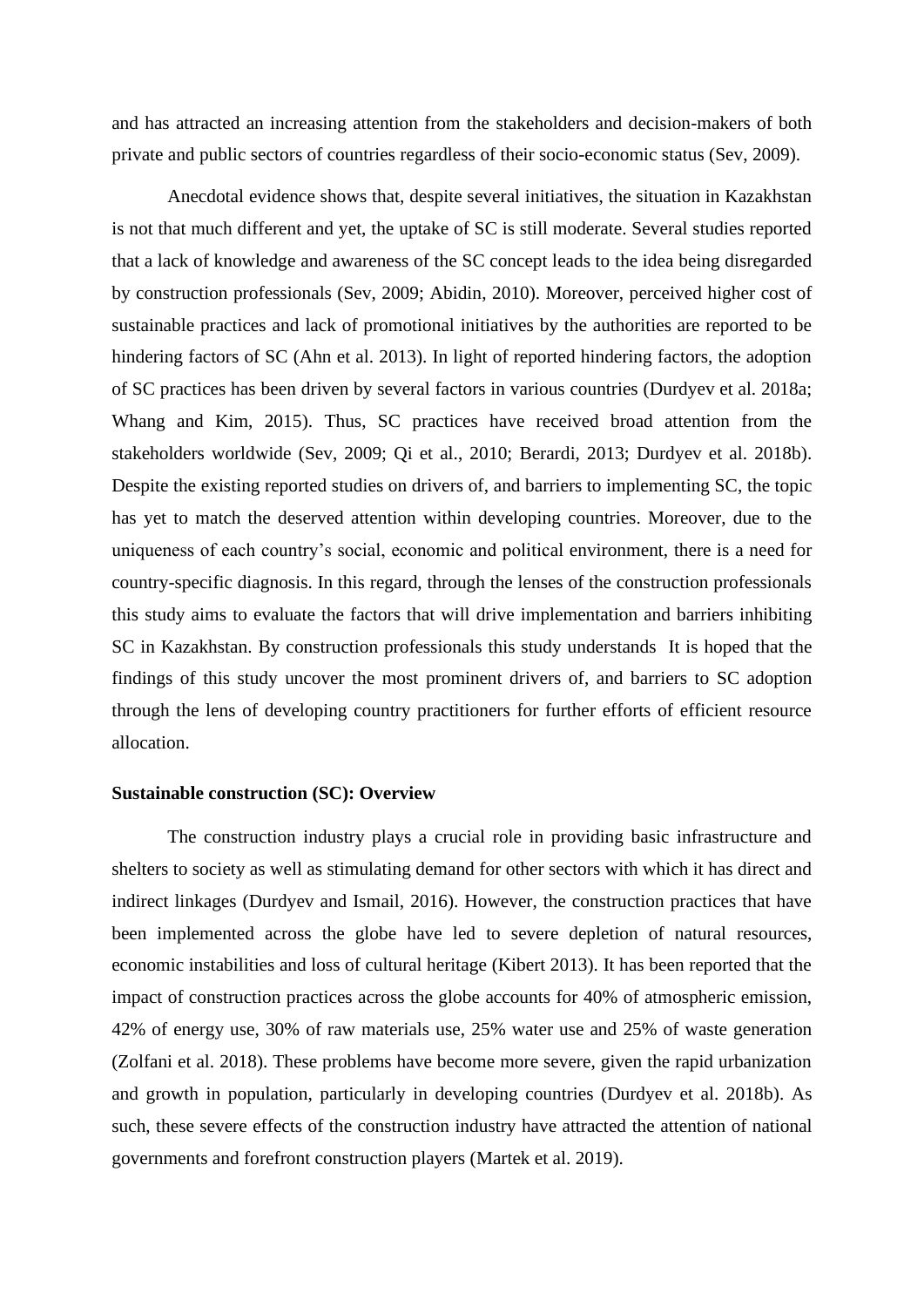and has attracted an increasing attention from the stakeholders and decision-makers of both private and public sectors of countries regardless of their socio-economic status (Sev, 2009).

Anecdotal evidence shows that, despite several initiatives, the situation in Kazakhstan is not that much different and yet, the uptake of SC is still moderate. Several studies reported that a lack of knowledge and awareness of the SC concept leads to the idea being disregarded by construction professionals (Sev, 2009; Abidin, 2010). Moreover, perceived higher cost of sustainable practices and lack of promotional initiatives by the authorities are reported to be hindering factors of SC (Ahn et al. 2013). In light of reported hindering factors, the adoption of SC practices has been driven by several factors in various countries (Durdyev et al. 2018a; Whang and Kim, 2015). Thus, SC practices have received broad attention from the stakeholders worldwide (Sev, 2009; Qi et al., 2010; Berardi, 2013; Durdyev et al. 2018b). Despite the existing reported studies on drivers of, and barriers to implementing SC, the topic has yet to match the deserved attention within developing countries. Moreover, due to the uniqueness of each country's social, economic and political environment, there is a need for country-specific diagnosis. In this regard, through the lenses of the construction professionals this study aims to evaluate the factors that will drive implementation and barriers inhibiting SC in Kazakhstan. By construction professionals this study understands It is hoped that the findings of this study uncover the most prominent drivers of, and barriers to SC adoption through the lens of developing country practitioners for further efforts of efficient resource allocation.

**Sustainable construction (SC): Overview**

The construction industry plays a crucial role in providing basic infrastructure and shelters to society as well as stimulating demand for other sectors with which it has direct and indirect linkages (Durdyev and Ismail, 2016). However, the construction practices that have been implemented across the globe have led to severe depletion of natural resources, economic instabilities and loss of cultural heritage (Kibert 2013). It has been reported that the impact of construction practices across the globe accounts for 40% of atmospheric emission, 42% of energy use, 30% of raw materials use, 25% water use and 25% of waste generation (Zolfani et al. 2018). These problems have become more severe, given the rapid urbanization and growth in population, particularly in developing countries (Durdyev et al. 2018b). As such, these severe effects of the construction industry have attracted the attention of national governments and forefront construction players (Martek et al. 2019).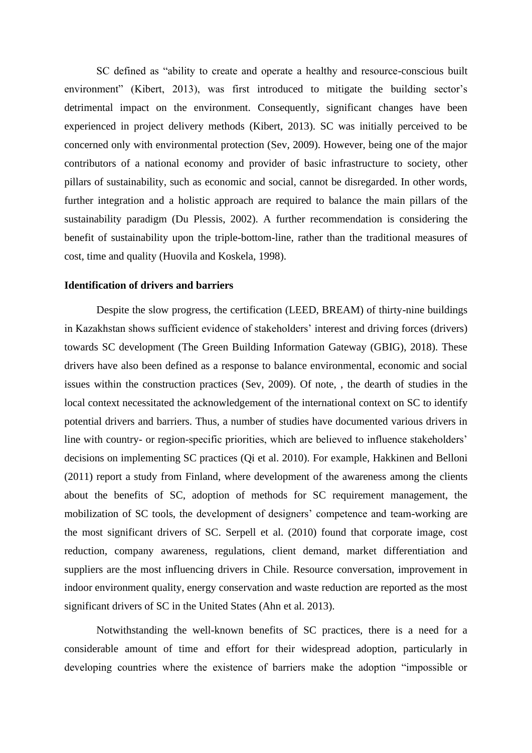SC defined as "ability to create and operate a healthy and resource-conscious built environment" (Kibert, 2013), was first introduced to mitigate the building sector's detrimental impact on the environment. Consequently, significant changes have been experienced in project delivery methods (Kibert, 2013). SC was initially perceived to be concerned only with environmental protection (Sev, 2009). However, being one of the major contributors of a national economy and provider of basic infrastructure to society, other pillars of sustainability, such as economic and social, cannot be disregarded. In other words, further integration and a holistic approach are required to balance the main pillars of the sustainability paradigm (Du Plessis, 2002). A further recommendation is considering the benefit of sustainability upon the triple-bottom-line, rather than the traditional measures of cost, time and quality (Huovila and Koskela, 1998).

**Identification of drivers and barriers**

Despite the slow progress, the certification (LEED, BREAM) of thirty-nine buildings in Kazakhstan shows sufficient evidence of stakeholders' interest and driving forces (drivers) towards SC development (The Green Building Information Gateway (GBIG), 2018). These drivers have also been defined as a response to balance environmental, economic and social issues within the construction practices (Sev, 2009). Of note, , the dearth of studies in the local context necessitated the acknowledgement of the international context on SC to identify potential drivers and barriers. Thus, a number of studies have documented various drivers in line with country- or region-specific priorities, which are believed to influence stakeholders' decisions on implementing SC practices (Qi et al. 2010). For example, Hakkinen and Belloni (2011) report a study from Finland, where development of the awareness among the clients about the benefits of SC, adoption of methods for SC requirement management, the mobilization of SC tools, the development of designers' competence and team-working are the most significant drivers of SC. Serpell et al. (2010) found that corporate image, cost reduction, company awareness, regulations, client demand, market differentiation and suppliers are the most influencing drivers in Chile. Resource conversation, improvement in indoor environment quality, energy conservation and waste reduction are reported as the most significant drivers of SC in the United States (Ahn et al. 2013).

Notwithstanding the well-known benefits of SC practices, there is a need for a considerable amount of time and effort for their widespread adoption, particularly in developing countries where the existence of barriers make the adoption "impossible or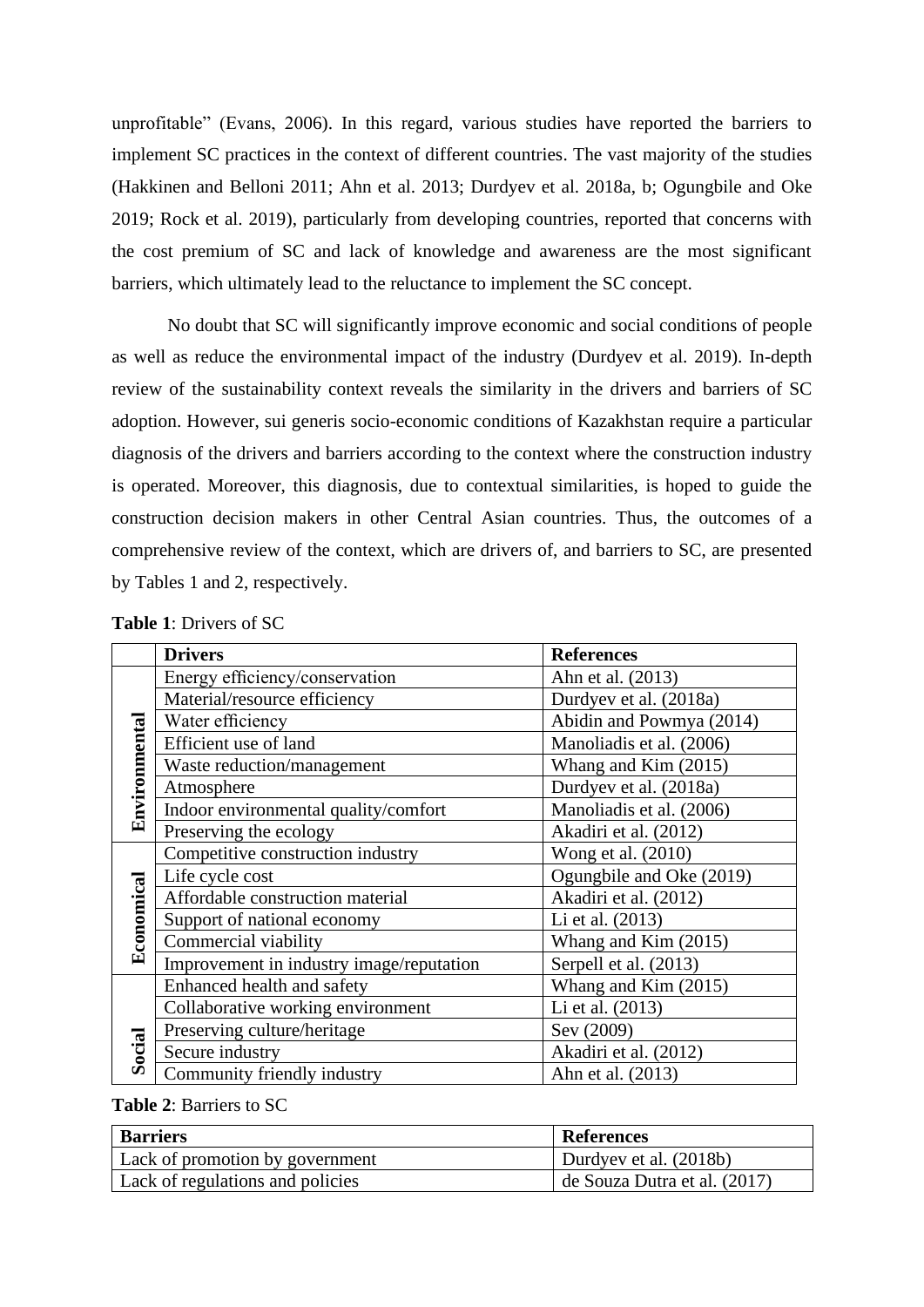unprofitable" (Evans, 2006). In this regard, various studies have reported the barriers to implement SC practices in the context of different countries. The vast majority of the studies (Hakkinen and Belloni 2011; Ahn et al. 2013; Durdyev et al. 2018a, b; Ogungbile and Oke 2019; Rock et al. 2019), particularly from developing countries, reported that concerns with the cost premium of SC and lack of knowledge and awareness are the most significant barriers, which ultimately lead to the reluctance to implement the SC concept.

No doubt that SC will significantly improve economic and social conditions of people as well as reduce the environmental impact of the industry (Durdyev et al. 2019). In-depth review of the sustainability context reveals the similarity in the drivers and barriers of SC adoption. However, sui generis socio-economic conditions of Kazakhstan require a particular diagnosis of the drivers and barriers according to the context where the construction industry is operated. Moreover, this diagnosis, due to contextual similarities, is hoped to guide the construction decision makers in other Central Asian countries. Thus, the outcomes of a comprehensive review of the context, which are drivers of, and barriers to SC, are presented by Tables 1 and 2, respectively.

**Table 1**: Drivers of SC

| | **Drivers** | **References** |
|---|---|---|
| **Environmental** | Energy efficiency/conservation | Ahn et al. (2013) |
| | Material/resource efficiency | Durdyev et al. (2018a) |
| | Water efficiency | Abidin and Powmya (2014) |
| | Efficient use of land | Manoliadis et al. (2006) |
| | Waste reduction/management | Whang and Kim (2015) |
| | Atmosphere | Durdyev et al. (2018a) |
| | Indoor environmental quality/comfort | Manoliadis et al. (2006) |
| | Preserving the ecology | Akadiri et al. (2012) |
| **Economical** | Competitive construction industry | Wong et al. (2010) |
| | Life cycle cost | Ogungbile and Oke (2019) |
| | Affordable construction material | Akadiri et al. (2012) |
| | Support of national economy | Li et al. (2013) |
| | Commercial viability | Whang and Kim (2015) |
| | Improvement in industry image/reputation | Serpell et al. (2013) |
| **Social** | Enhanced health and safety | Whang and Kim (2015) |
| | Collaborative working environment | Li et al. (2013) |
| | Preserving culture/heritage | Sev (2009) |
| | Secure industry | Akadiri et al. (2012) |
| | Community friendly industry | Ahn et al. (2013) |

**Table 2**: Barriers to SC

| **Barriers** | **References** |
|---|---|
| Lack of promotion by government | Durdyev et al. (2018b) |
| Lack of regulations and policies | de Souza Dutra et al. (2017) |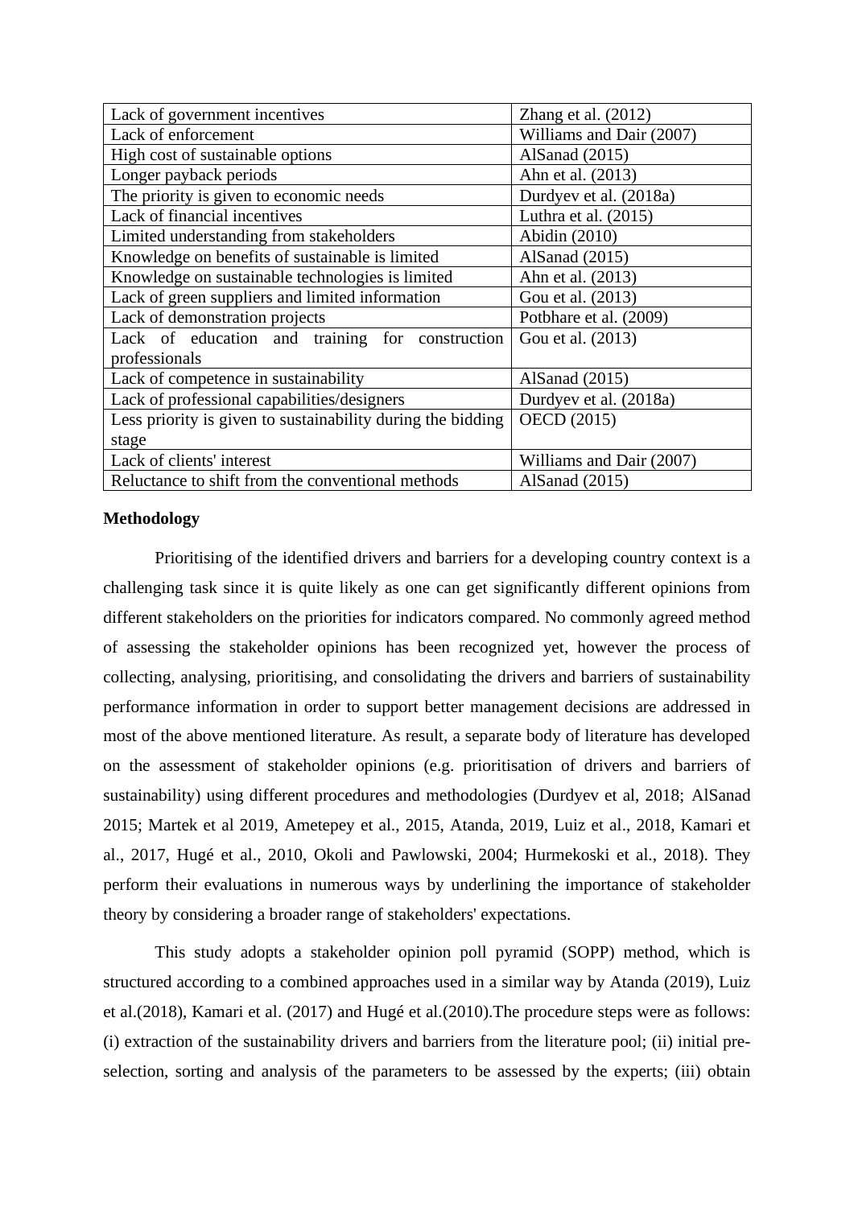| Lack of government incentives | Zhang et al. (2012) |
|---|---|
| Lack of enforcement | Williams and Dair (2007) |
| High cost of sustainable options | AlSanad (2015) |
| Longer payback periods | Ahn et al. (2013) |
| The priority is given to economic needs | Durdyev et al. (2018a) |
| Lack of financial incentives | Luthra et al. (2015) |
| Limited understanding from stakeholders | Abidin (2010) |
| Knowledge on benefits of sustainable is limited | AlSanad (2015) |
| Knowledge on sustainable technologies is limited | Ahn et al. (2013) |
| Lack of green suppliers and limited information | Gou et al. (2013) |
| Lack of demonstration projects | Potbhare et al. (2009) |
| Lack of education and training for construction professionals | Gou et al. (2013) |
| Lack of competence in sustainability | AlSanad (2015) |
| Lack of professional capabilities/designers | Durdyev et al. (2018a) |
| Less priority is given to sustainability during the bidding stage | OECD (2015) |
| Lack of clients' interest | Williams and Dair (2007) |
| Reluctance to shift from the conventional methods | AlSanad (2015) |

**Methodology**

Prioritising of the identified drivers and barriers for a developing country context is a challenging task since it is quite likely as one can get significantly different opinions from different stakeholders on the priorities for indicators compared. No commonly agreed method of assessing the stakeholder opinions has been recognized yet, however the process of collecting, analysing, prioritising, and consolidating the drivers and barriers of sustainability performance information in order to support better management decisions are addressed in most of the above mentioned literature. As result, a separate body of literature has developed on the assessment of stakeholder opinions (e.g. prioritisation of drivers and barriers of sustainability) using different procedures and methodologies (Durdyev et al, 2018; AlSanad 2015; Martek et al 2019, Ametepey et al., 2015, Atanda, 2019, Luiz et al., 2018, Kamari et al., 2017, Hugé et al., 2010, Okoli and Pawlowski, 2004; Hurmekoski et al., 2018). They perform their evaluations in numerous ways by underlining the importance of stakeholder theory by considering a broader range of stakeholders' expectations.

This study adopts a stakeholder opinion poll pyramid (SOPP) method, which is structured according to a combined approaches used in a similar way by Atanda (2019), Luiz et al.(2018), Kamari et al. (2017) and Hugé et al.(2010).The procedure steps were as follows: (i) extraction of the sustainability drivers and barriers from the literature pool; (ii) initial pre-selection, sorting and analysis of the parameters to be assessed by the experts; (iii) obtain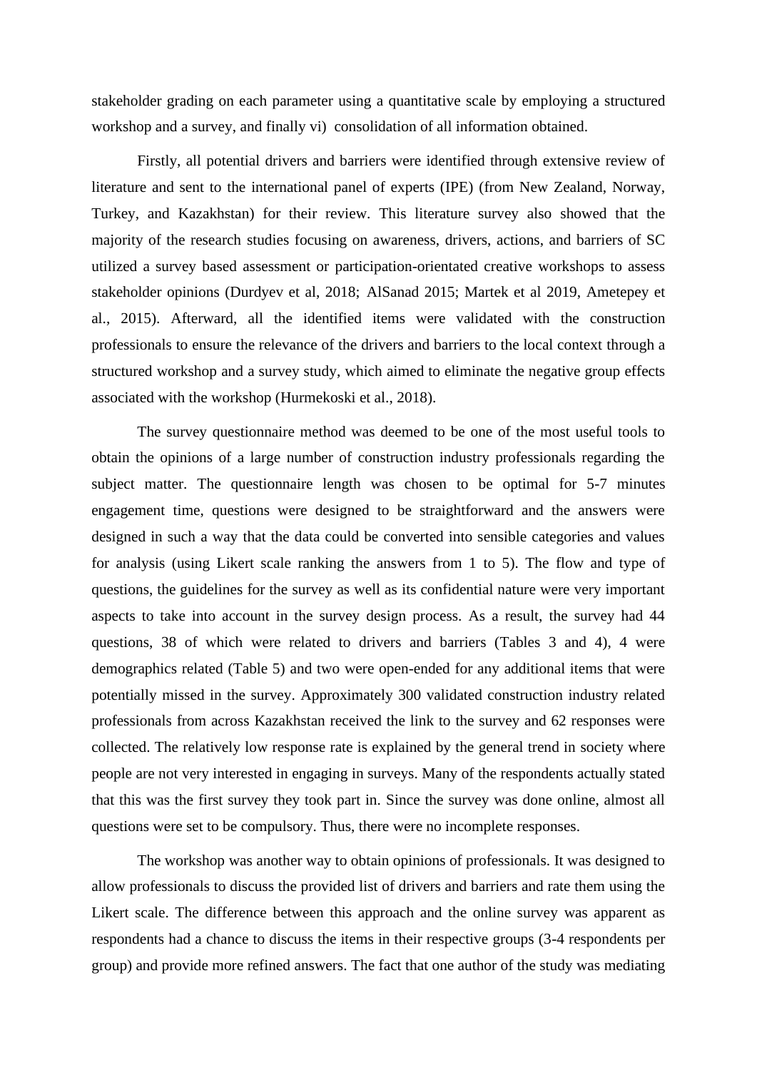stakeholder grading on each parameter using a quantitative scale by employing a structured workshop and a survey, and finally vi)  consolidation of all information obtained.

Firstly, all potential drivers and barriers were identified through extensive review of literature and sent to the international panel of experts (IPE) (from New Zealand, Norway, Turkey, and Kazakhstan) for their review. This literature survey also showed that the majority of the research studies focusing on awareness, drivers, actions, and barriers of SC utilized a survey based assessment or participation-orientated creative workshops to assess stakeholder opinions (Durdyev et al, 2018; AlSanad 2015; Martek et al 2019, Ametepey et al., 2015). Afterward, all the identified items were validated with the construction professionals to ensure the relevance of the drivers and barriers to the local context through a structured workshop and a survey study, which aimed to eliminate the negative group effects associated with the workshop (Hurmekoski et al., 2018).

The survey questionnaire method was deemed to be one of the most useful tools to obtain the opinions of a large number of construction industry professionals regarding the subject matter. The questionnaire length was chosen to be optimal for 5-7 minutes engagement time, questions were designed to be straightforward and the answers were designed in such a way that the data could be converted into sensible categories and values for analysis (using Likert scale ranking the answers from 1 to 5). The flow and type of questions, the guidelines for the survey as well as its confidential nature were very important aspects to take into account in the survey design process. As a result, the survey had 44 questions, 38 of which were related to drivers and barriers (Tables 3 and 4), 4 were demographics related (Table 5) and two were open-ended for any additional items that were potentially missed in the survey. Approximately 300 validated construction industry related professionals from across Kazakhstan received the link to the survey and 62 responses were collected. The relatively low response rate is explained by the general trend in society where people are not very interested in engaging in surveys. Many of the respondents actually stated that this was the first survey they took part in. Since the survey was done online, almost all questions were set to be compulsory. Thus, there were no incomplete responses.

The workshop was another way to obtain opinions of professionals. It was designed to allow professionals to discuss the provided list of drivers and barriers and rate them using the Likert scale. The difference between this approach and the online survey was apparent as respondents had a chance to discuss the items in their respective groups (3-4 respondents per group) and provide more refined answers. The fact that one author of the study was mediating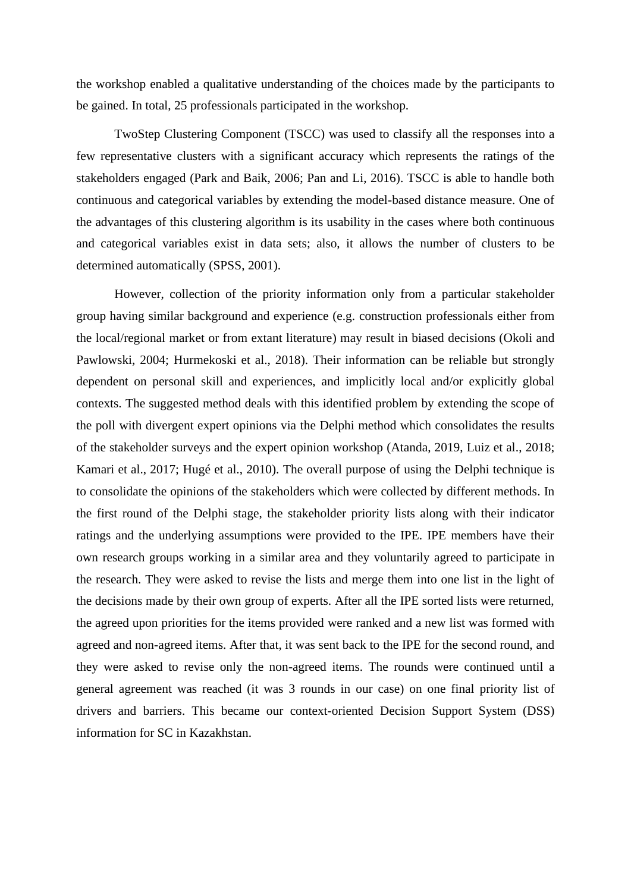the workshop enabled a qualitative understanding of the choices made by the participants to be gained. In total, 25 professionals participated in the workshop.

TwoStep Clustering Component (TSCC) was used to classify all the responses into a few representative clusters with a significant accuracy which represents the ratings of the stakeholders engaged (Park and Baik, 2006; Pan and Li, 2016). TSCC is able to handle both continuous and categorical variables by extending the model-based distance measure. One of the advantages of this clustering algorithm is its usability in the cases where both continuous and categorical variables exist in data sets; also, it allows the number of clusters to be determined automatically (SPSS, 2001).

However, collection of the priority information only from a particular stakeholder group having similar background and experience (e.g. construction professionals either from the local/regional market or from extant literature) may result in biased decisions (Okoli and Pawlowski, 2004; Hurmekoski et al., 2018). Their information can be reliable but strongly dependent on personal skill and experiences, and implicitly local and/or explicitly global contexts. The suggested method deals with this identified problem by extending the scope of the poll with divergent expert opinions via the Delphi method which consolidates the results of the stakeholder surveys and the expert opinion workshop (Atanda, 2019, Luiz et al., 2018; Kamari et al., 2017; Hugé et al., 2010). The overall purpose of using the Delphi technique is to consolidate the opinions of the stakeholders which were collected by different methods. In the first round of the Delphi stage, the stakeholder priority lists along with their indicator ratings and the underlying assumptions were provided to the IPE. IPE members have their own research groups working in a similar area and they voluntarily agreed to participate in the research. They were asked to revise the lists and merge them into one list in the light of the decisions made by their own group of experts. After all the IPE sorted lists were returned, the agreed upon priorities for the items provided were ranked and a new list was formed with agreed and non-agreed items. After that, it was sent back to the IPE for the second round, and they were asked to revise only the non-agreed items. The rounds were continued until a general agreement was reached (it was 3 rounds in our case) on one final priority list of drivers and barriers. This became our context-oriented Decision Support System (DSS) information for SC in Kazakhstan.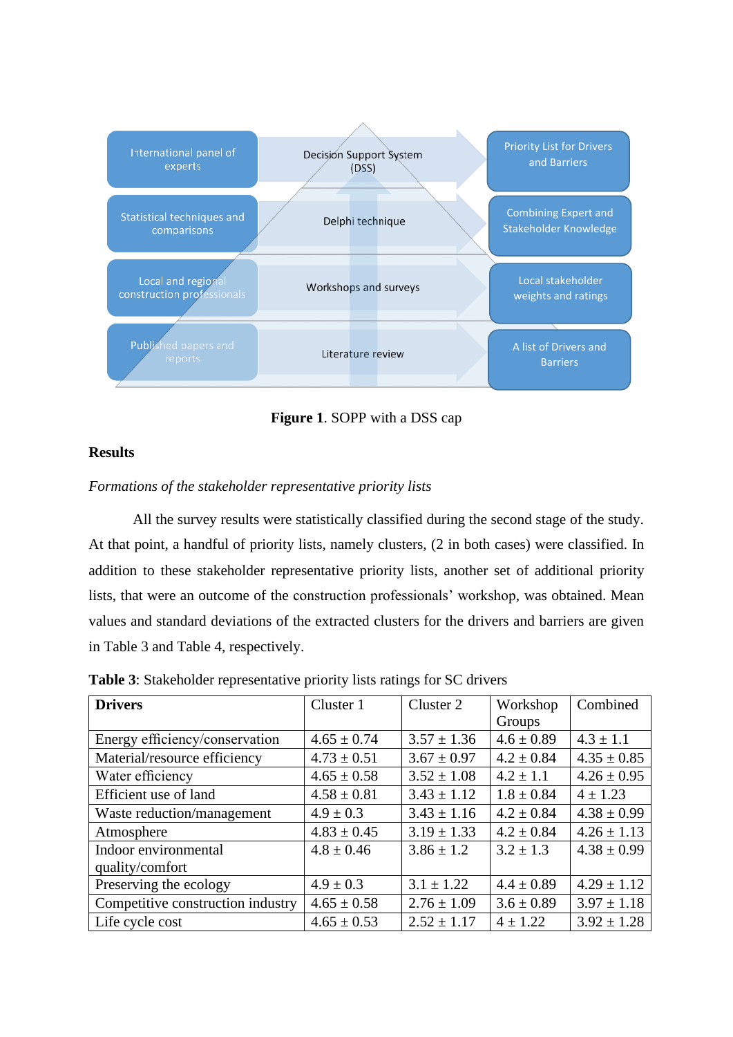**Figure 1**. SOPP with a DSS cap

## Results

*Formations of the stakeholder representative priority lists*

All the survey results were statistically classified during the second stage of the study. At that point, a handful of priority lists, namely clusters, (2 in both cases) were classified. In addition to these stakeholder representative priority lists, another set of additional priority lists, that were an outcome of the construction professionals' workshop, was obtained. Mean values and standard deviations of the extracted clusters for the drivers and barriers are given in Table 3 and Table 4, respectively.

**Table 3**: Stakeholder representative priority lists ratings for SC drivers

| **Drivers** | Cluster 1 | Cluster 2 | Workshop Groups | Combined |
|---|---|---|---|---|
| Energy efficiency/conservation | 4.65 ± 0.74 | 3.57 ± 1.36 | 4.6 ± 0.89 | 4.3 ± 1.1 |
| Material/resource efficiency | 4.73 ± 0.51 | 3.67 ± 0.97 | 4.2 ± 0.84 | 4.35 ± 0.85 |
| Water efficiency | 4.65 ± 0.58 | 3.52 ± 1.08 | 4.2 ± 1.1 | 4.26 ± 0.95 |
| Efficient use of land | 4.58 ± 0.81 | 3.43 ± 1.12 | 1.8 ± 0.84 | 4 ± 1.23 |
| Waste reduction/management | 4.9 ± 0.3 | 3.43 ± 1.16 | 4.2 ± 0.84 | 4.38 ± 0.99 |
| Atmosphere | 4.83 ± 0.45 | 3.19 ± 1.33 | 4.2 ± 0.84 | 4.26 ± 1.13 |
| Indoor environmental quality/comfort | 4.8 ± 0.46 | 3.86 ± 1.2 | 3.2 ± 1.3 | 4.38 ± 0.99 |
| Preserving the ecology | 4.9 ± 0.3 | 3.1 ± 1.22 | 4.4 ± 0.89 | 4.29 ± 1.12 |
| Competitive construction industry | 4.65 ± 0.58 | 2.76 ± 1.09 | 3.6 ± 0.89 | 3.97 ± 1.18 |
| Life cycle cost | 4.65 ± 0.53 | 2.52 ± 1.17 | 4 ± 1.22 | 3.92 ± 1.28 |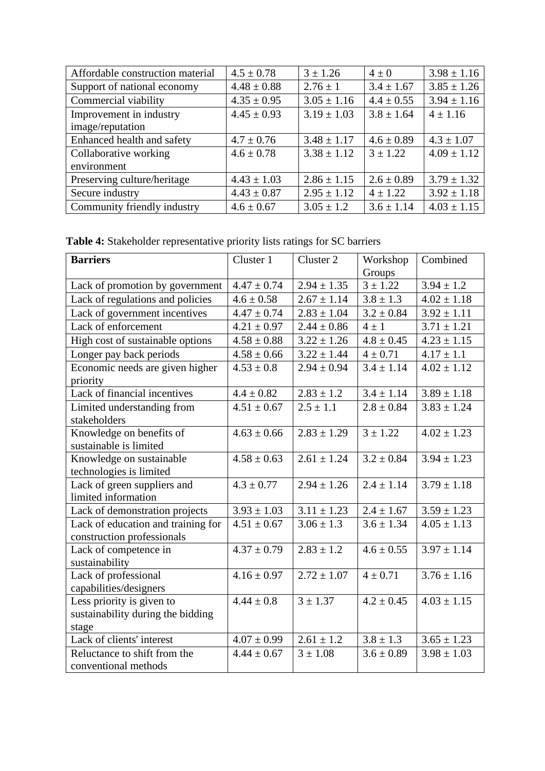| | | | | |
|---|---|---|---|---|
| Affordable construction material | 4.5 ± 0.78 | 3 ± 1.26 | 4 ± 0 | 3.98 ± 1.16 |
| Support of national economy | 4.48 ± 0.88 | 2.76 ± 1 | 3.4 ± 1.67 | 3.85 ± 1.26 |
| Commercial viability | 4.35 ± 0.95 | 3.05 ± 1.16 | 4.4 ± 0.55 | 3.94 ± 1.16 |
| Improvement in industry image/reputation | 4.45 ± 0.93 | 3.19 ± 1.03 | 3.8 ± 1.64 | 4 ± 1.16 |
| Enhanced health and safety | 4.7 ± 0.76 | 3.48 ± 1.17 | 4.6 ± 0.89 | 4.3 ± 1.07 |
| Collaborative working environment | 4.6 ± 0.78 | 3.38 ± 1.12 | 3 ± 1.22 | 4.09 ± 1.12 |
| Preserving culture/heritage | 4.43 ± 1.03 | 2.86 ± 1.15 | 2.6 ± 0.89 | 3.79 ± 1.32 |
| Secure industry | 4.43 ± 0.87 | 2.95 ± 1.12 | 4 ± 1.22 | 3.92 ± 1.18 |
| Community friendly industry | 4.6 ± 0.67 | 3.05 ± 1.2 | 3.6 ± 1.14 | 4.03 ± 1.15 |

**Table 4:** Stakeholder representative priority lists ratings for SC barriers

| **Barriers** | Cluster 1 | Cluster 2 | Workshop Groups | Combined |
|---|---|---|---|---|
| Lack of promotion by government | 4.47 ± 0.74 | 2.94 ± 1.35 | 3 ± 1.22 | 3.94 ± 1.2 |
| Lack of regulations and policies | 4.6 ± 0.58 | 2.67 ± 1.14 | 3.8 ± 1.3 | 4.02 ± 1.18 |
| Lack of government incentives | 4.47 ± 0.74 | 2.83 ± 1.04 | 3.2 ± 0.84 | 3.92 ± 1.11 |
| Lack of enforcement | 4.21 ± 0.97 | 2.44 ± 0.86 | 4 ± 1 | 3.71 ± 1.21 |
| High cost of sustainable options | 4.58 ± 0.88 | 3.22 ± 1.26 | 4.8 ± 0.45 | 4.23 ± 1.15 |
| Longer pay back periods | 4.58 ± 0.66 | 3.22 ± 1.44 | 4 ± 0.71 | 4.17 ± 1.1 |
| Economic needs are given higher priority | 4.53 ± 0.8 | 2.94 ± 0.94 | 3.4 ± 1.14 | 4.02 ± 1.12 |
| Lack of financial incentives | 4.4 ± 0.82 | 2.83 ± 1.2 | 3.4 ± 1.14 | 3.89 ± 1.18 |
| Limited understanding from stakeholders | 4.51 ± 0.67 | 2.5 ± 1.1 | 2.8 ± 0.84 | 3.83 ± 1.24 |
| Knowledge on benefits of sustainable is limited | 4.63 ± 0.66 | 2.83 ± 1.29 | 3 ± 1.22 | 4.02 ± 1.23 |
| Knowledge on sustainable technologies is limited | 4.58 ± 0.63 | 2.61 ± 1.24 | 3.2 ± 0.84 | 3.94 ± 1.23 |
| Lack of green suppliers and limited information | 4.3 ± 0.77 | 2.94 ± 1.26 | 2.4 ± 1.14 | 3.79 ± 1.18 |
| Lack of demonstration projects | 3.93 ± 1.03 | 3.11 ± 1.23 | 2.4 ± 1.67 | 3.59 ± 1.23 |
| Lack of education and training for construction professionals | 4.51 ± 0.67 | 3.06 ± 1.3 | 3.6 ± 1.34 | 4.05 ± 1.13 |
| Lack of competence in sustainability | 4.37 ± 0.79 | 2.83 ± 1.2 | 4.6 ± 0.55 | 3.97 ± 1.14 |
| Lack of professional capabilities/designers | 4.16 ± 0.97 | 2.72 ± 1.07 | 4 ± 0.71 | 3.76 ± 1.16 |
| Less priority is given to sustainability during the bidding stage | 4.44 ± 0.8 | 3 ± 1.37 | 4.2 ± 0.45 | 4.03 ± 1.15 |
| Lack of clients' interest | 4.07 ± 0.99 | 2.61 ± 1.2 | 3.8 ± 1.3 | 3.65 ± 1.23 |
| Reluctance to shift from the conventional methods | 4.44 ± 0.67 | 3 ± 1.08 | 3.6 ± 0.89 | 3.98 ± 1.03 |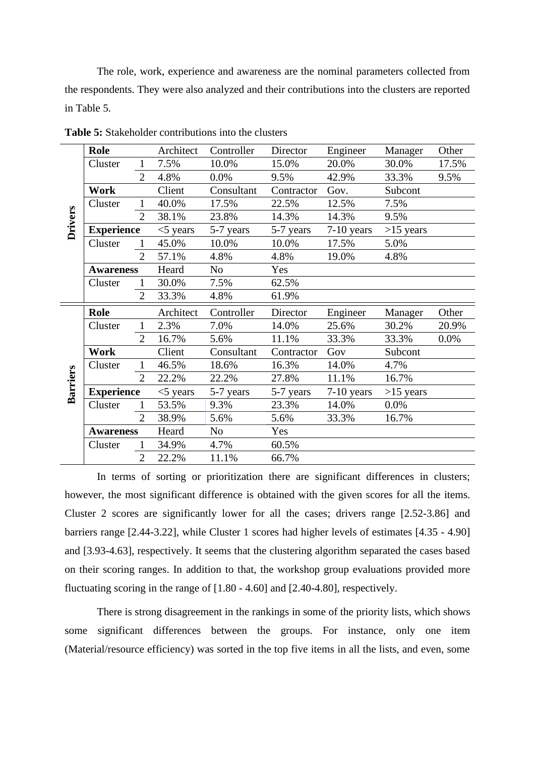The role, work, experience and awareness are the nominal parameters collected from the respondents. They were also analyzed and their contributions into the clusters are reported in Table 5.

**Table 5:** Stakeholder contributions into the clusters

| | **Role** | | Architect | Controller | Director | Engineer | Manager | Other |
|---|---|---|---|---|---|---|---|---|
| **Drivers** | Cluster | 1 | 7.5% | 10.0% | 15.0% | 20.0% | 30.0% | 17.5% |
| | | 2 | 4.8% | 0.0% | 9.5% | 42.9% | 33.3% | 9.5% |
| | **Work** | | Client | Consultant | Contractor | Gov. | Subcont | |
| | Cluster | 1 | 40.0% | 17.5% | 22.5% | 12.5% | 7.5% | |
| | | 2 | 38.1% | 23.8% | 14.3% | 14.3% | 9.5% | |
| | **Experience** | | <5 years | 5-7 years | 5-7 years | 7-10 years | >15 years | |
| | Cluster | 1 | 45.0% | 10.0% | 10.0% | 17.5% | 5.0% | |
| | | 2 | 57.1% | 4.8% | 4.8% | 19.0% | 4.8% | |
| | **Awareness** | | Heard | No | Yes | | | |
| | Cluster | 1 | 30.0% | 7.5% | 62.5% | | | |
| | | 2 | 33.3% | 4.8% | 61.9% | | | |
| **Barriers** | **Role** | | Architect | Controller | Director | Engineer | Manager | Other |
| | Cluster | 1 | 2.3% | 7.0% | 14.0% | 25.6% | 30.2% | 20.9% |
| | | 2 | 16.7% | 5.6% | 11.1% | 33.3% | 33.3% | 0.0% |
| | **Work** | | Client | Consultant | Contractor | Gov | Subcont | |
| | Cluster | 1 | 46.5% | 18.6% | 16.3% | 14.0% | 4.7% | |
| | | 2 | 22.2% | 22.2% | 27.8% | 11.1% | 16.7% | |
| | **Experience** | | <5 years | 5-7 years | 5-7 years | 7-10 years | >15 years | |
| | Cluster | 1 | 53.5% | 9.3% | 23.3% | 14.0% | 0.0% | |
| | | 2 | 38.9% | 5.6% | 5.6% | 33.3% | 16.7% | |
| | **Awareness** | | Heard | No | Yes | | | |
| | Cluster | 1 | 34.9% | 4.7% | 60.5% | | | |
| | | 2 | 22.2% | 11.1% | 66.7% | | | |

In terms of sorting or prioritization there are significant differences in clusters; however, the most significant difference is obtained with the given scores for all the items. Cluster 2 scores are significantly lower for all the cases; drivers range [2.52-3.86] and barriers range [2.44-3.22], while Cluster 1 scores had higher levels of estimates [4.35 - 4.90] and [3.93-4.63], respectively. It seems that the clustering algorithm separated the cases based on their scoring ranges. In addition to that, the workshop group evaluations provided more fluctuating scoring in the range of [1.80 - 4.60] and [2.40-4.80], respectively.

There is strong disagreement in the rankings in some of the priority lists, which shows some significant differences between the groups. For instance, only one item (Material/resource efficiency) was sorted in the top five items in all the lists, and even, some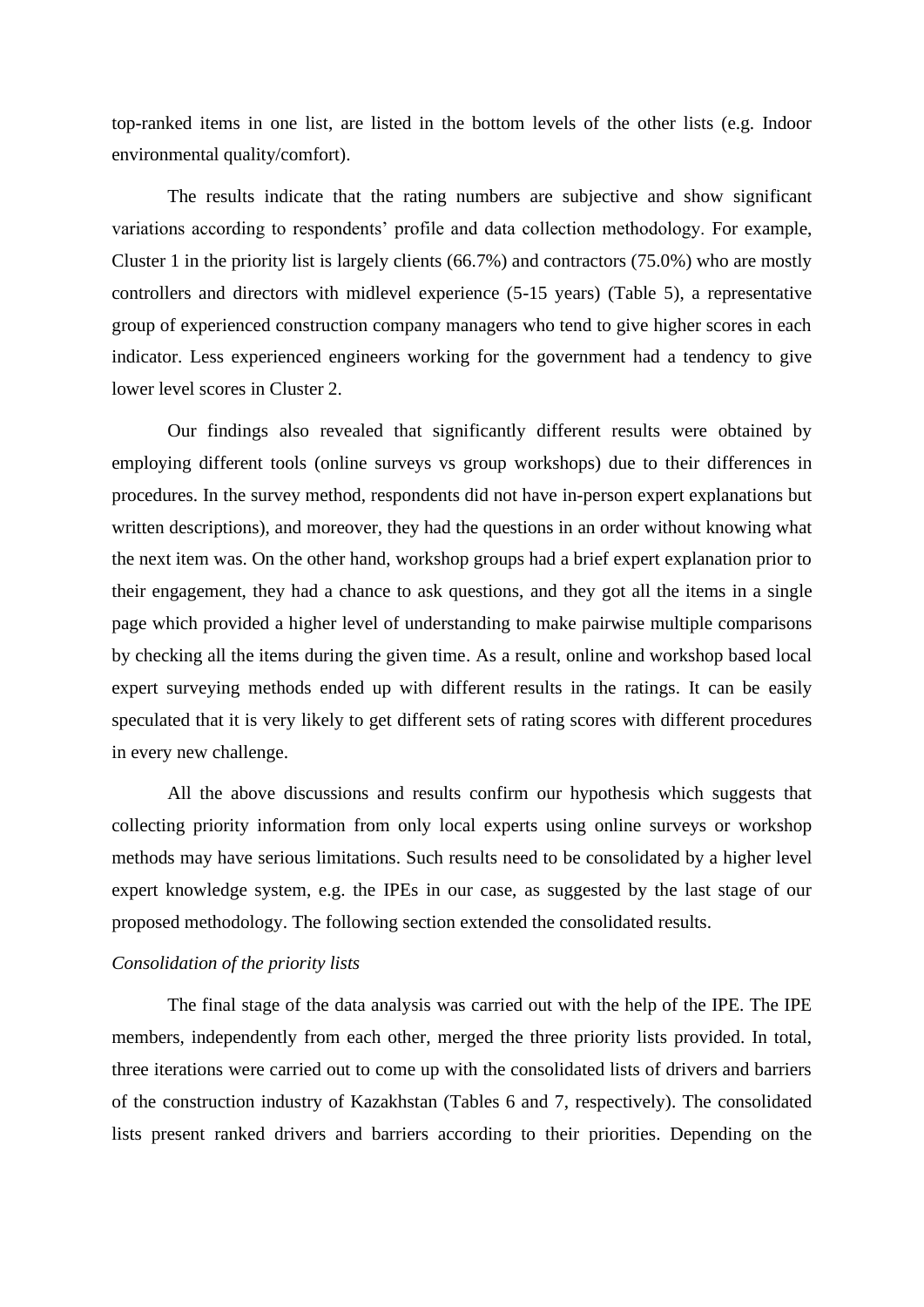top-ranked items in one list, are listed in the bottom levels of the other lists (e.g. Indoor environmental quality/comfort).

The results indicate that the rating numbers are subjective and show significant variations according to respondents' profile and data collection methodology. For example, Cluster 1 in the priority list is largely clients (66.7%) and contractors (75.0%) who are mostly controllers and directors with midlevel experience (5-15 years) (Table 5), a representative group of experienced construction company managers who tend to give higher scores in each indicator. Less experienced engineers working for the government had a tendency to give lower level scores in Cluster 2.

Our findings also revealed that significantly different results were obtained by employing different tools (online surveys vs group workshops) due to their differences in procedures. In the survey method, respondents did not have in-person expert explanations but written descriptions), and moreover, they had the questions in an order without knowing what the next item was. On the other hand, workshop groups had a brief expert explanation prior to their engagement, they had a chance to ask questions, and they got all the items in a single page which provided a higher level of understanding to make pairwise multiple comparisons by checking all the items during the given time. As a result, online and workshop based local expert surveying methods ended up with different results in the ratings. It can be easily speculated that it is very likely to get different sets of rating scores with different procedures in every new challenge.

All the above discussions and results confirm our hypothesis which suggests that collecting priority information from only local experts using online surveys or workshop methods may have serious limitations. Such results need to be consolidated by a higher level expert knowledge system, e.g. the IPEs in our case, as suggested by the last stage of our proposed methodology. The following section extended the consolidated results.

*Consolidation of the priority lists*

The final stage of the data analysis was carried out with the help of the IPE. The IPE members, independently from each other, merged the three priority lists provided. In total, three iterations were carried out to come up with the consolidated lists of drivers and barriers of the construction industry of Kazakhstan (Tables 6 and 7, respectively). The consolidated lists present ranked drivers and barriers according to their priorities. Depending on the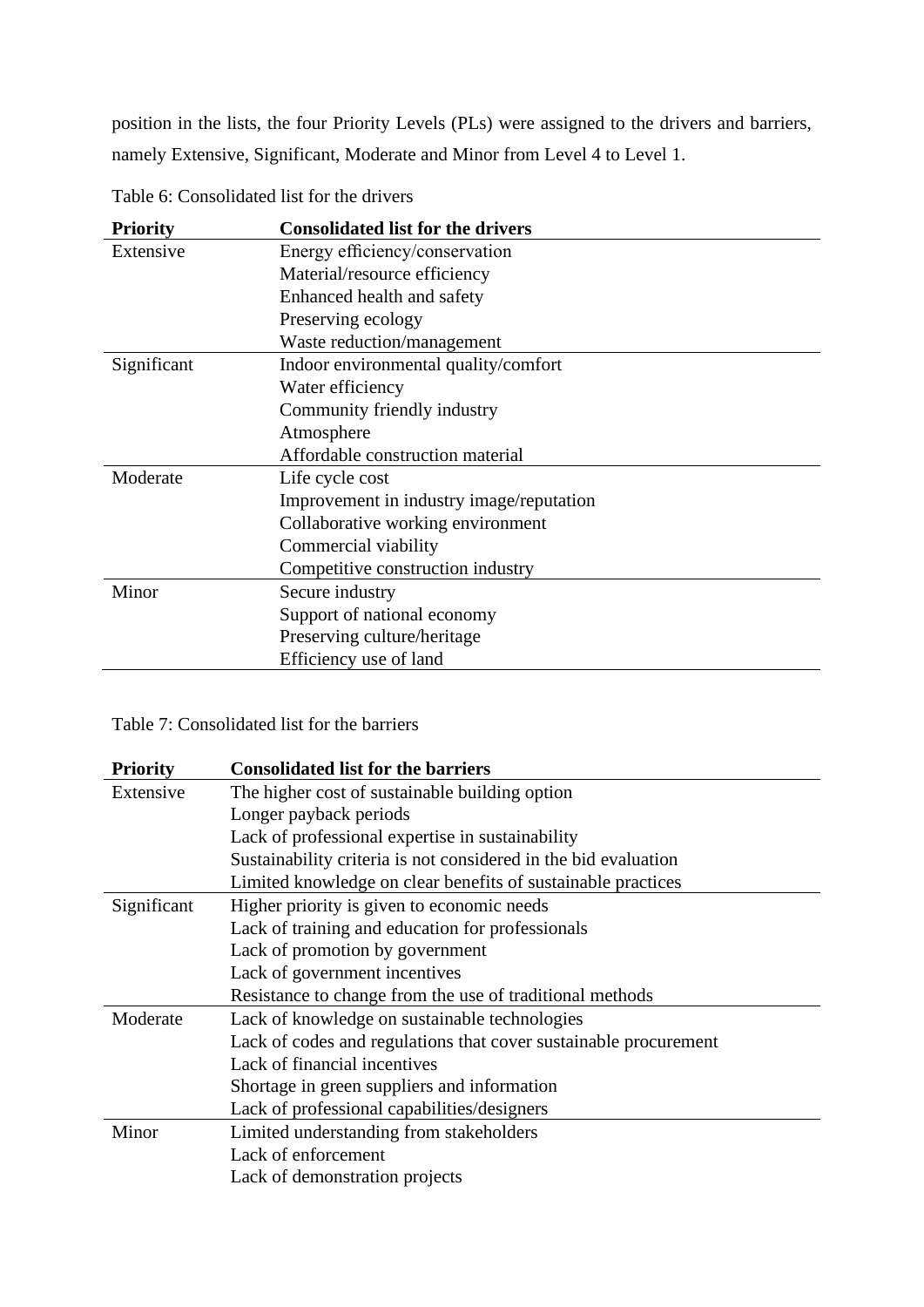position in the lists, the four Priority Levels (PLs) were assigned to the drivers and barriers, namely Extensive, Significant, Moderate and Minor from Level 4 to Level 1.

Table 6: Consolidated list for the drivers

| Priority | Consolidated list for the drivers |
|---|---|
| Extensive | Energy efficiency/conservation |
| | Material/resource efficiency |
| | Enhanced health and safety |
| | Preserving ecology |
| | Waste reduction/management |
| Significant | Indoor environmental quality/comfort |
| | Water efficiency |
| | Community friendly industry |
| | Atmosphere |
| | Affordable construction material |
| Moderate | Life cycle cost |
| | Improvement in industry image/reputation |
| | Collaborative working environment |
| | Commercial viability |
| | Competitive construction industry |
| Minor | Secure industry |
| | Support of national economy |
| | Preserving culture/heritage |
| | Efficiency use of land |

Table 7: Consolidated list for the barriers

| Priority | Consolidated list for the barriers |
|---|---|
| Extensive | The higher cost of sustainable building option |
| | Longer payback periods |
| | Lack of professional expertise in sustainability |
| | Sustainability criteria is not considered in the bid evaluation |
| | Limited knowledge on clear benefits of sustainable practices |
| Significant | Higher priority is given to economic needs |
| | Lack of training and education for professionals |
| | Lack of promotion by government |
| | Lack of government incentives |
| | Resistance to change from the use of traditional methods |
| Moderate | Lack of knowledge on sustainable technologies |
| | Lack of codes and regulations that cover sustainable procurement |
| | Lack of financial incentives |
| | Shortage in green suppliers and information |
| | Lack of professional capabilities/designers |
| Minor | Limited understanding from stakeholders |
| | Lack of enforcement |
| | Lack of demonstration projects |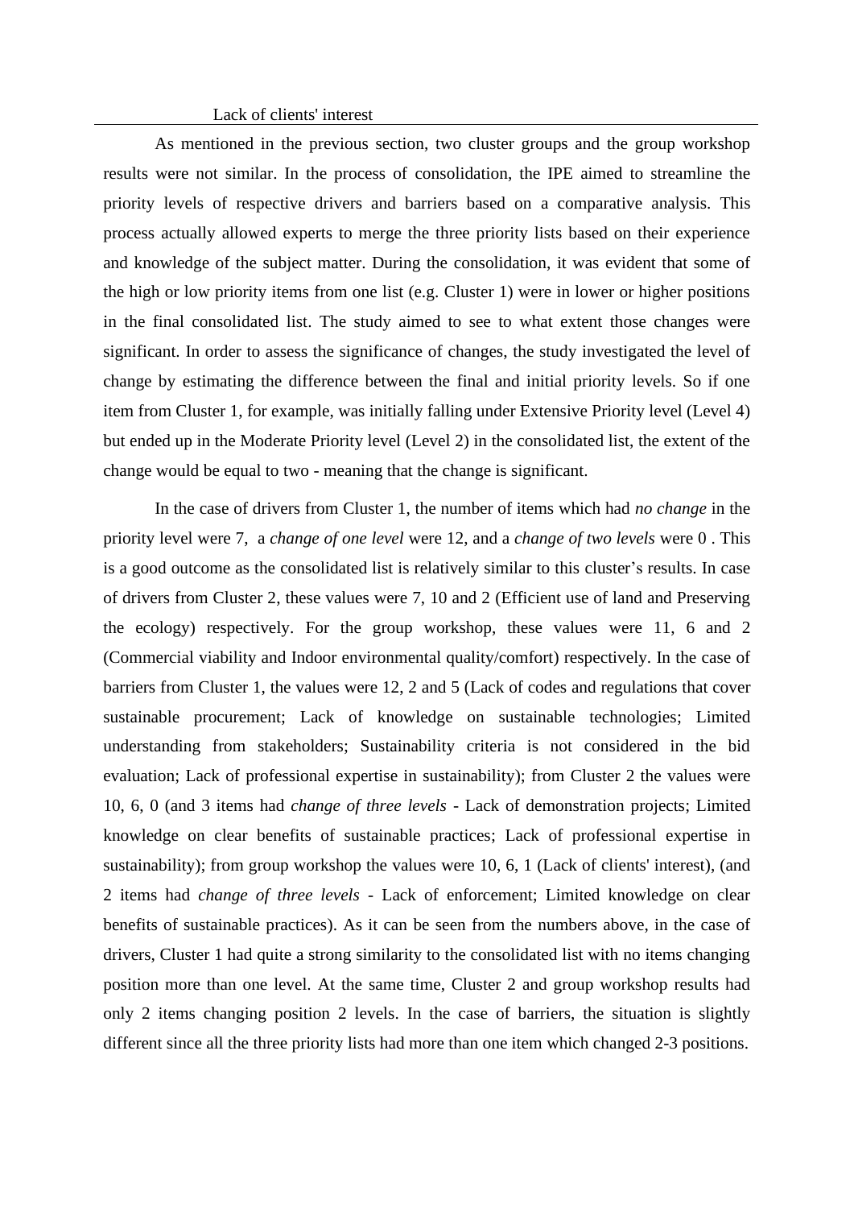| Lack of clients' interest |
|---|

As mentioned in the previous section, two cluster groups and the group workshop results were not similar. In the process of consolidation, the IPE aimed to streamline the priority levels of respective drivers and barriers based on a comparative analysis. This process actually allowed experts to merge the three priority lists based on their experience and knowledge of the subject matter. During the consolidation, it was evident that some of the high or low priority items from one list (e.g. Cluster 1) were in lower or higher positions in the final consolidated list. The study aimed to see to what extent those changes were significant. In order to assess the significance of changes, the study investigated the level of change by estimating the difference between the final and initial priority levels. So if one item from Cluster 1, for example, was initially falling under Extensive Priority level (Level 4) but ended up in the Moderate Priority level (Level 2) in the consolidated list, the extent of the change would be equal to two - meaning that the change is significant.

In the case of drivers from Cluster 1, the number of items which had *no change* in the priority level were 7, a *change of one level* were 12, and a *change of two levels* were 0 . This is a good outcome as the consolidated list is relatively similar to this cluster's results. In case of drivers from Cluster 2, these values were 7, 10 and 2 (Efficient use of land and Preserving the ecology) respectively. For the group workshop, these values were 11, 6 and 2 (Commercial viability and Indoor environmental quality/comfort) respectively. In the case of barriers from Cluster 1, the values were 12, 2 and 5 (Lack of codes and regulations that cover sustainable procurement; Lack of knowledge on sustainable technologies; Limited understanding from stakeholders; Sustainability criteria is not considered in the bid evaluation; Lack of professional expertise in sustainability); from Cluster 2 the values were 10, 6, 0 (and 3 items had *change of three levels* - Lack of demonstration projects; Limited knowledge on clear benefits of sustainable practices; Lack of professional expertise in sustainability); from group workshop the values were 10, 6, 1 (Lack of clients' interest), (and 2 items had *change of three levels* - Lack of enforcement; Limited knowledge on clear benefits of sustainable practices). As it can be seen from the numbers above, in the case of drivers, Cluster 1 had quite a strong similarity to the consolidated list with no items changing position more than one level. At the same time, Cluster 2 and group workshop results had only 2 items changing position 2 levels. In the case of barriers, the situation is slightly different since all the three priority lists had more than one item which changed 2-3 positions.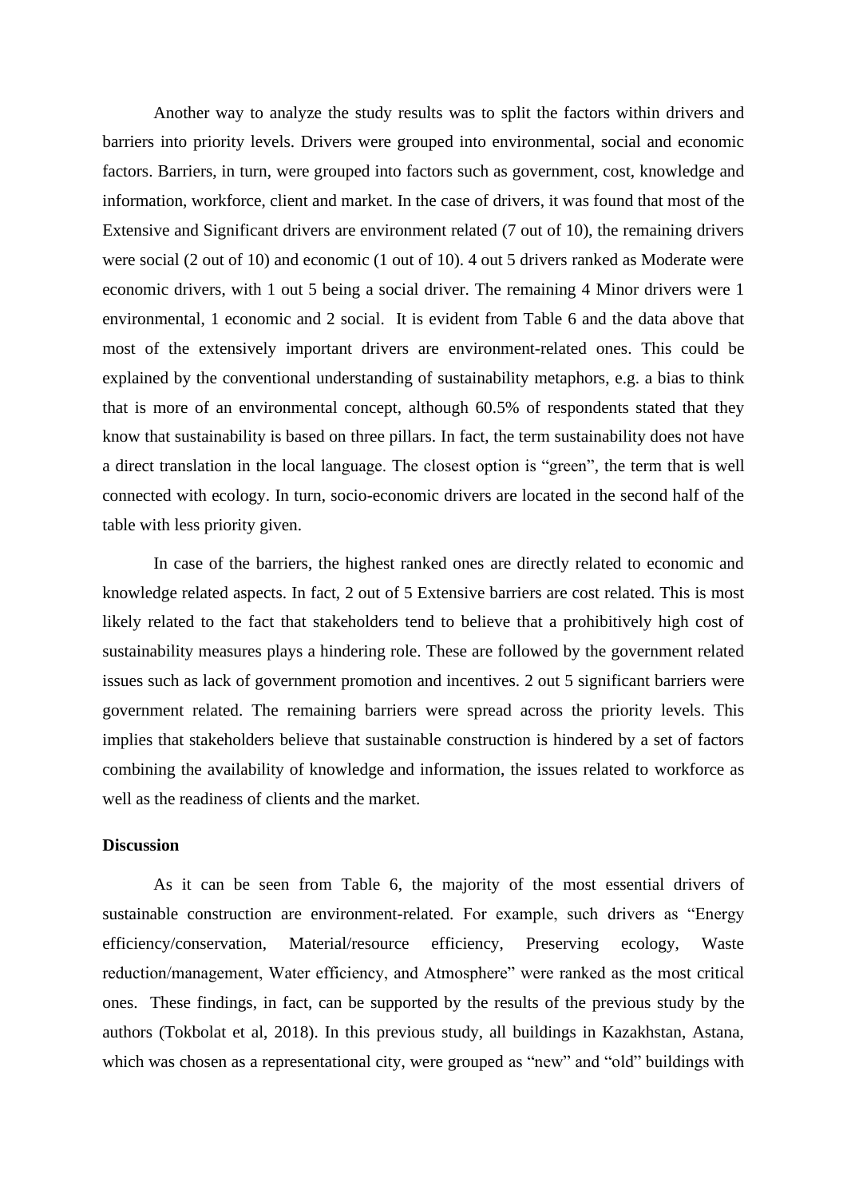Another way to analyze the study results was to split the factors within drivers and barriers into priority levels. Drivers were grouped into environmental, social and economic factors. Barriers, in turn, were grouped into factors such as government, cost, knowledge and information, workforce, client and market. In the case of drivers, it was found that most of the Extensive and Significant drivers are environment related (7 out of 10), the remaining drivers were social (2 out of 10) and economic (1 out of 10). 4 out 5 drivers ranked as Moderate were economic drivers, with 1 out 5 being a social driver. The remaining 4 Minor drivers were 1 environmental, 1 economic and 2 social. It is evident from Table 6 and the data above that most of the extensively important drivers are environment-related ones. This could be explained by the conventional understanding of sustainability metaphors, e.g. a bias to think that is more of an environmental concept, although 60.5% of respondents stated that they know that sustainability is based on three pillars. In fact, the term sustainability does not have a direct translation in the local language. The closest option is "green", the term that is well connected with ecology. In turn, socio-economic drivers are located in the second half of the table with less priority given.

In case of the barriers, the highest ranked ones are directly related to economic and knowledge related aspects. In fact, 2 out of 5 Extensive barriers are cost related. This is most likely related to the fact that stakeholders tend to believe that a prohibitively high cost of sustainability measures plays a hindering role. These are followed by the government related issues such as lack of government promotion and incentives. 2 out 5 significant barriers were government related. The remaining barriers were spread across the priority levels. This implies that stakeholders believe that sustainable construction is hindered by a set of factors combining the availability of knowledge and information, the issues related to workforce as well as the readiness of clients and the market.

## Discussion

As it can be seen from Table 6, the majority of the most essential drivers of sustainable construction are environment-related. For example, such drivers as "Energy efficiency/conservation, Material/resource efficiency, Preserving ecology, Waste reduction/management, Water efficiency, and Atmosphere" were ranked as the most critical ones. These findings, in fact, can be supported by the results of the previous study by the authors (Tokbolat et al, 2018). In this previous study, all buildings in Kazakhstan, Astana, which was chosen as a representational city, were grouped as "new" and "old" buildings with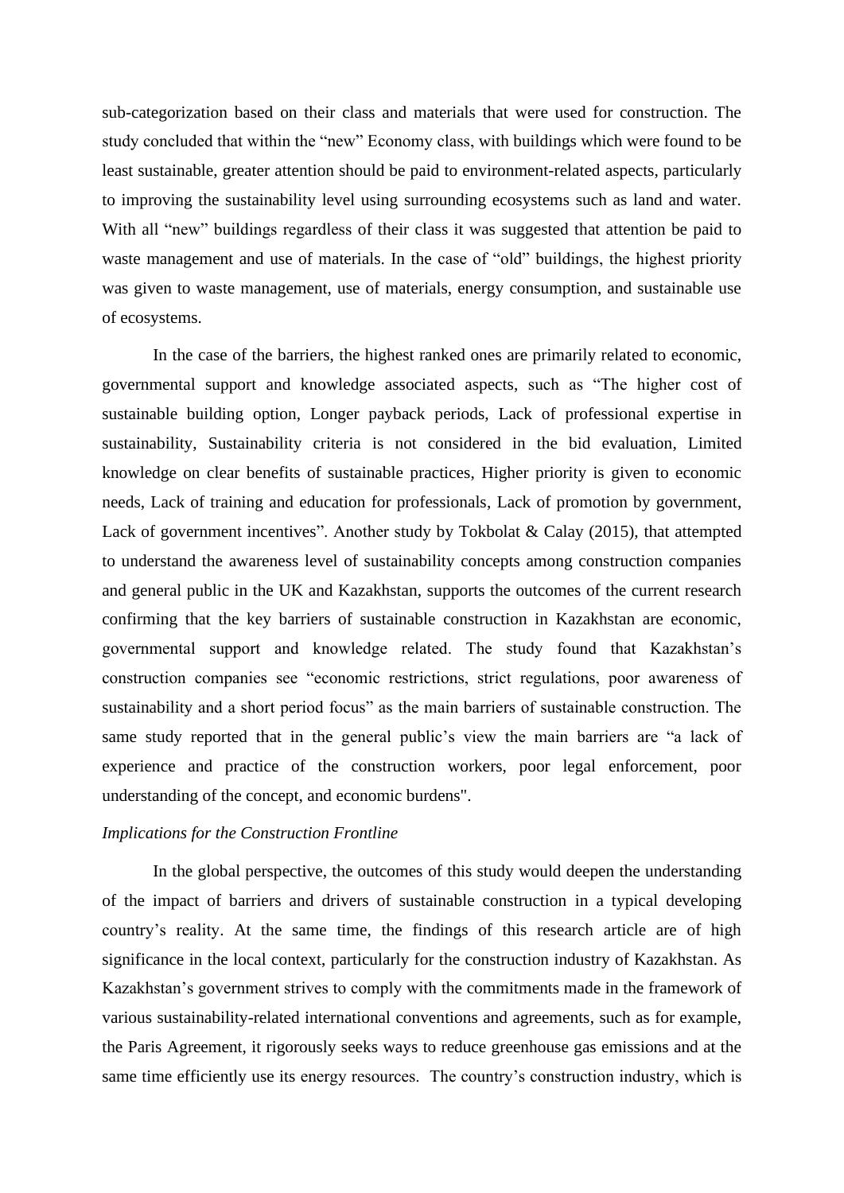sub-categorization based on their class and materials that were used for construction. The study concluded that within the "new" Economy class, with buildings which were found to be least sustainable, greater attention should be paid to environment-related aspects, particularly to improving the sustainability level using surrounding ecosystems such as land and water. With all "new" buildings regardless of their class it was suggested that attention be paid to waste management and use of materials. In the case of "old" buildings, the highest priority was given to waste management, use of materials, energy consumption, and sustainable use of ecosystems.

In the case of the barriers, the highest ranked ones are primarily related to economic, governmental support and knowledge associated aspects, such as "The higher cost of sustainable building option, Longer payback periods, Lack of professional expertise in sustainability, Sustainability criteria is not considered in the bid evaluation, Limited knowledge on clear benefits of sustainable practices, Higher priority is given to economic needs, Lack of training and education for professionals, Lack of promotion by government, Lack of government incentives". Another study by Tokbolat & Calay (2015), that attempted to understand the awareness level of sustainability concepts among construction companies and general public in the UK and Kazakhstan, supports the outcomes of the current research confirming that the key barriers of sustainable construction in Kazakhstan are economic, governmental support and knowledge related. The study found that Kazakhstan's construction companies see "economic restrictions, strict regulations, poor awareness of sustainability and a short period focus" as the main barriers of sustainable construction. The same study reported that in the general public's view the main barriers are "a lack of experience and practice of the construction workers, poor legal enforcement, poor understanding of the concept, and economic burdens".

*Implications for the Construction Frontline*

In the global perspective, the outcomes of this study would deepen the understanding of the impact of barriers and drivers of sustainable construction in a typical developing country's reality. At the same time, the findings of this research article are of high significance in the local context, particularly for the construction industry of Kazakhstan. As Kazakhstan's government strives to comply with the commitments made in the framework of various sustainability-related international conventions and agreements, such as for example, the Paris Agreement, it rigorously seeks ways to reduce greenhouse gas emissions and at the same time efficiently use its energy resources. The country's construction industry, which is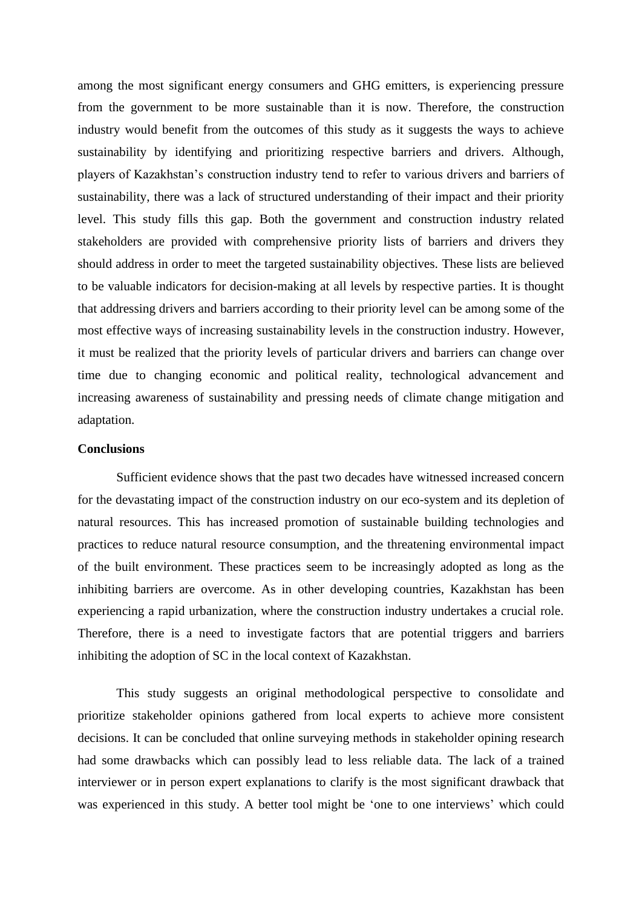among the most significant energy consumers and GHG emitters, is experiencing pressure from the government to be more sustainable than it is now. Therefore, the construction industry would benefit from the outcomes of this study as it suggests the ways to achieve sustainability by identifying and prioritizing respective barriers and drivers. Although, players of Kazakhstan's construction industry tend to refer to various drivers and barriers of sustainability, there was a lack of structured understanding of their impact and their priority level. This study fills this gap. Both the government and construction industry related stakeholders are provided with comprehensive priority lists of barriers and drivers they should address in order to meet the targeted sustainability objectives. These lists are believed to be valuable indicators for decision-making at all levels by respective parties. It is thought that addressing drivers and barriers according to their priority level can be among some of the most effective ways of increasing sustainability levels in the construction industry. However, it must be realized that the priority levels of particular drivers and barriers can change over time due to changing economic and political reality, technological advancement and increasing awareness of sustainability and pressing needs of climate change mitigation and adaptation.

**Conclusions**

Sufficient evidence shows that the past two decades have witnessed increased concern for the devastating impact of the construction industry on our eco-system and its depletion of natural resources. This has increased promotion of sustainable building technologies and practices to reduce natural resource consumption, and the threatening environmental impact of the built environment. These practices seem to be increasingly adopted as long as the inhibiting barriers are overcome. As in other developing countries, Kazakhstan has been experiencing a rapid urbanization, where the construction industry undertakes a crucial role. Therefore, there is a need to investigate factors that are potential triggers and barriers inhibiting the adoption of SC in the local context of Kazakhstan.

This study suggests an original methodological perspective to consolidate and prioritize stakeholder opinions gathered from local experts to achieve more consistent decisions. It can be concluded that online surveying methods in stakeholder opining research had some drawbacks which can possibly lead to less reliable data. The lack of a trained interviewer or in person expert explanations to clarify is the most significant drawback that was experienced in this study. A better tool might be 'one to one interviews' which could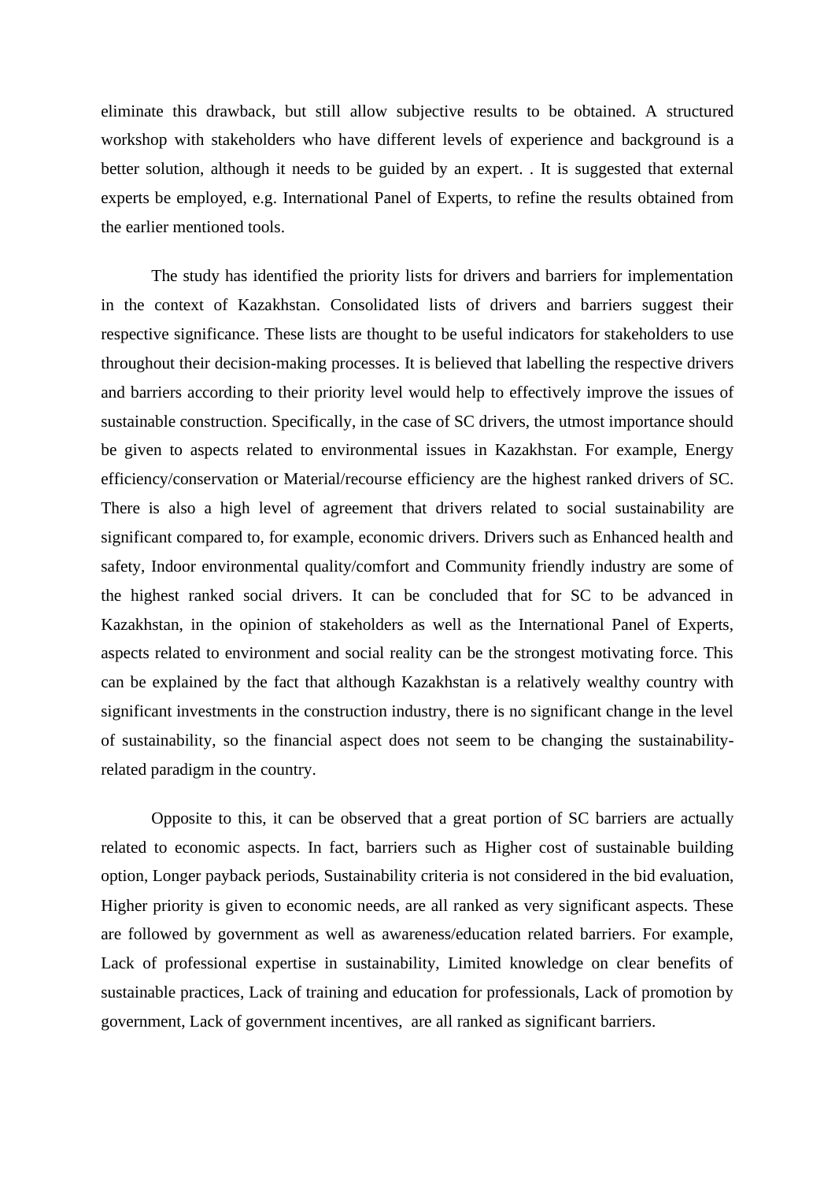eliminate this drawback, but still allow subjective results to be obtained. A structured workshop with stakeholders who have different levels of experience and background is a better solution, although it needs to be guided by an expert. . It is suggested that external experts be employed, e.g. International Panel of Experts, to refine the results obtained from the earlier mentioned tools.

The study has identified the priority lists for drivers and barriers for implementation in the context of Kazakhstan. Consolidated lists of drivers and barriers suggest their respective significance. These lists are thought to be useful indicators for stakeholders to use throughout their decision-making processes. It is believed that labelling the respective drivers and barriers according to their priority level would help to effectively improve the issues of sustainable construction. Specifically, in the case of SC drivers, the utmost importance should be given to aspects related to environmental issues in Kazakhstan. For example, Energy efficiency/conservation or Material/recourse efficiency are the highest ranked drivers of SC. There is also a high level of agreement that drivers related to social sustainability are significant compared to, for example, economic drivers. Drivers such as Enhanced health and safety, Indoor environmental quality/comfort and Community friendly industry are some of the highest ranked social drivers. It can be concluded that for SC to be advanced in Kazakhstan, in the opinion of stakeholders as well as the International Panel of Experts, aspects related to environment and social reality can be the strongest motivating force. This can be explained by the fact that although Kazakhstan is a relatively wealthy country with significant investments in the construction industry, there is no significant change in the level of sustainability, so the financial aspect does not seem to be changing the sustainability-related paradigm in the country.

Opposite to this, it can be observed that a great portion of SC barriers are actually related to economic aspects. In fact, barriers such as Higher cost of sustainable building option, Longer payback periods, Sustainability criteria is not considered in the bid evaluation, Higher priority is given to economic needs, are all ranked as very significant aspects. These are followed by government as well as awareness/education related barriers. For example, Lack of professional expertise in sustainability, Limited knowledge on clear benefits of sustainable practices, Lack of training and education for professionals, Lack of promotion by government, Lack of government incentives, are all ranked as significant barriers.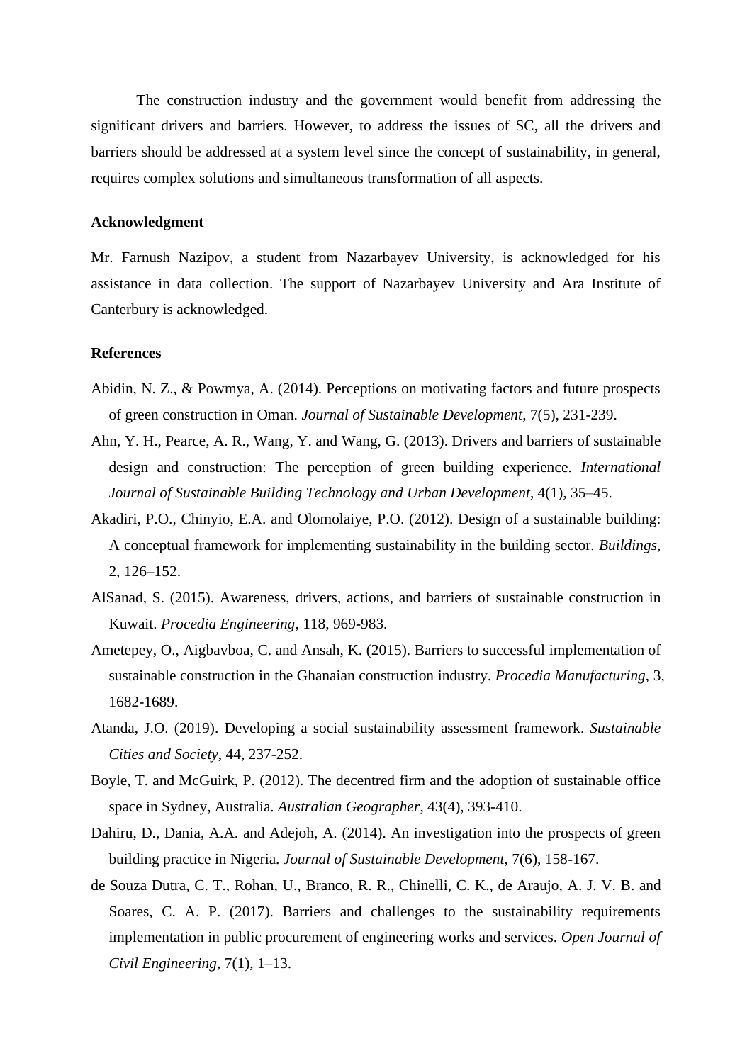The construction industry and the government would benefit from addressing the significant drivers and barriers. However, to address the issues of SC, all the drivers and barriers should be addressed at a system level since the concept of sustainability, in general, requires complex solutions and simultaneous transformation of all aspects.

**Acknowledgment**

Mr. Farnush Nazipov, a student from Nazarbayev University, is acknowledged for his assistance in data collection. The support of Nazarbayev University and Ara Institute of Canterbury is acknowledged.

**References**

Abidin, N. Z., & Powmya, A. (2014). Perceptions on motivating factors and future prospects of green construction in Oman. *Journal of Sustainable Development*, 7(5), 231-239.

Ahn, Y. H., Pearce, A. R., Wang, Y. and Wang, G. (2013). Drivers and barriers of sustainable design and construction: The perception of green building experience. *International Journal of Sustainable Building Technology and Urban Development*, 4(1), 35–45.

Akadiri, P.O., Chinyio, E.A. and Olomolaiye, P.O. (2012). Design of a sustainable building: A conceptual framework for implementing sustainability in the building sector. *Buildings*, 2, 126–152.

AlSanad, S. (2015). Awareness, drivers, actions, and barriers of sustainable construction in Kuwait. *Procedia Engineering*, 118, 969-983.

Ametepey, O., Aigbavboa, C. and Ansah, K. (2015). Barriers to successful implementation of sustainable construction in the Ghanaian construction industry. *Procedia Manufacturing*, 3, 1682-1689.

Atanda, J.O. (2019). Developing a social sustainability assessment framework. *Sustainable Cities and Society*, 44, 237-252.

Boyle, T. and McGuirk, P. (2012). The decentred firm and the adoption of sustainable office space in Sydney, Australia. *Australian Geographer*, 43(4), 393-410.

Dahiru, D., Dania, A.A. and Adejoh, A. (2014). An investigation into the prospects of green building practice in Nigeria. *Journal of Sustainable Development*, 7(6), 158-167.

de Souza Dutra, C. T., Rohan, U., Branco, R. R., Chinelli, C. K., de Araujo, A. J. V. B. and Soares, C. A. P. (2017). Barriers and challenges to the sustainability requirements implementation in public procurement of engineering works and services. *Open Journal of Civil Engineering*, 7(1), 1–13.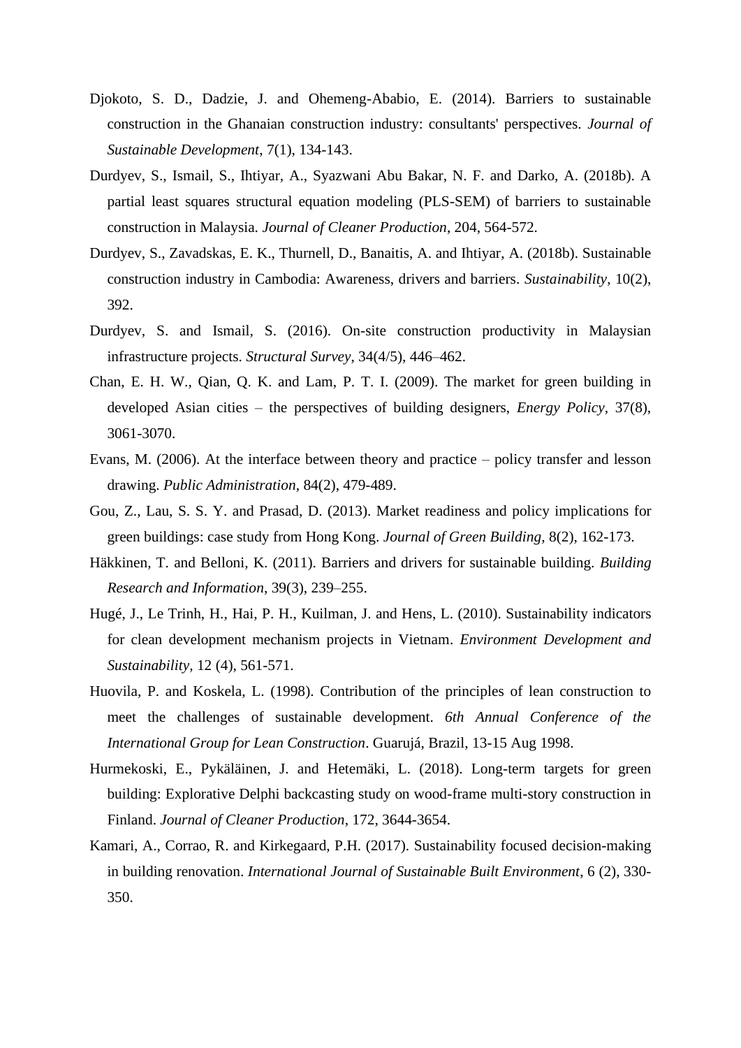Djokoto, S. D., Dadzie, J. and Ohemeng-Ababio, E. (2014). Barriers to sustainable construction in the Ghanaian construction industry: consultants' perspectives. *Journal of Sustainable Development*, 7(1), 134-143.

Durdyev, S., Ismail, S., Ihtiyar, A., Syazwani Abu Bakar, N. F. and Darko, A. (2018b). A partial least squares structural equation modeling (PLS-SEM) of barriers to sustainable construction in Malaysia. *Journal of Cleaner Production*, 204, 564-572.

Durdyev, S., Zavadskas, E. K., Thurnell, D., Banaitis, A. and Ihtiyar, A. (2018b). Sustainable construction industry in Cambodia: Awareness, drivers and barriers. *Sustainability*, 10(2), 392.

Durdyev, S. and Ismail, S. (2016). On-site construction productivity in Malaysian infrastructure projects. *Structural Survey*, 34(4/5), 446–462.

Chan, E. H. W., Qian, Q. K. and Lam, P. T. I. (2009). The market for green building in developed Asian cities – the perspectives of building designers, *Energy Policy*, 37(8), 3061-3070.

Evans, M. (2006). At the interface between theory and practice – policy transfer and lesson drawing. *Public Administration*, 84(2), 479-489.

Gou, Z., Lau, S. S. Y. and Prasad, D. (2013). Market readiness and policy implications for green buildings: case study from Hong Kong. *Journal of Green Building*, 8(2), 162-173.

Häkkinen, T. and Belloni, K. (2011). Barriers and drivers for sustainable building. *Building Research and Information*, 39(3), 239–255.

Hugé, J., Le Trinh, H., Hai, P. H., Kuilman, J. and Hens, L. (2010). Sustainability indicators for clean development mechanism projects in Vietnam. *Environment Development and Sustainability*, 12 (4), 561-571.

Huovila, P. and Koskela, L. (1998). Contribution of the principles of lean construction to meet the challenges of sustainable development. *6th Annual Conference of the International Group for Lean Construction*. Guarujá, Brazil, 13-15 Aug 1998.

Hurmekoski, E., Pykäläinen, J. and Hetemäki, L. (2018). Long-term targets for green building: Explorative Delphi backcasting study on wood-frame multi-story construction in Finland. *Journal of Cleaner Production*, 172, 3644-3654.

Kamari, A., Corrao, R. and Kirkegaard, P.H. (2017). Sustainability focused decision-making in building renovation. *International Journal of Sustainable Built Environment*, 6 (2), 330-350.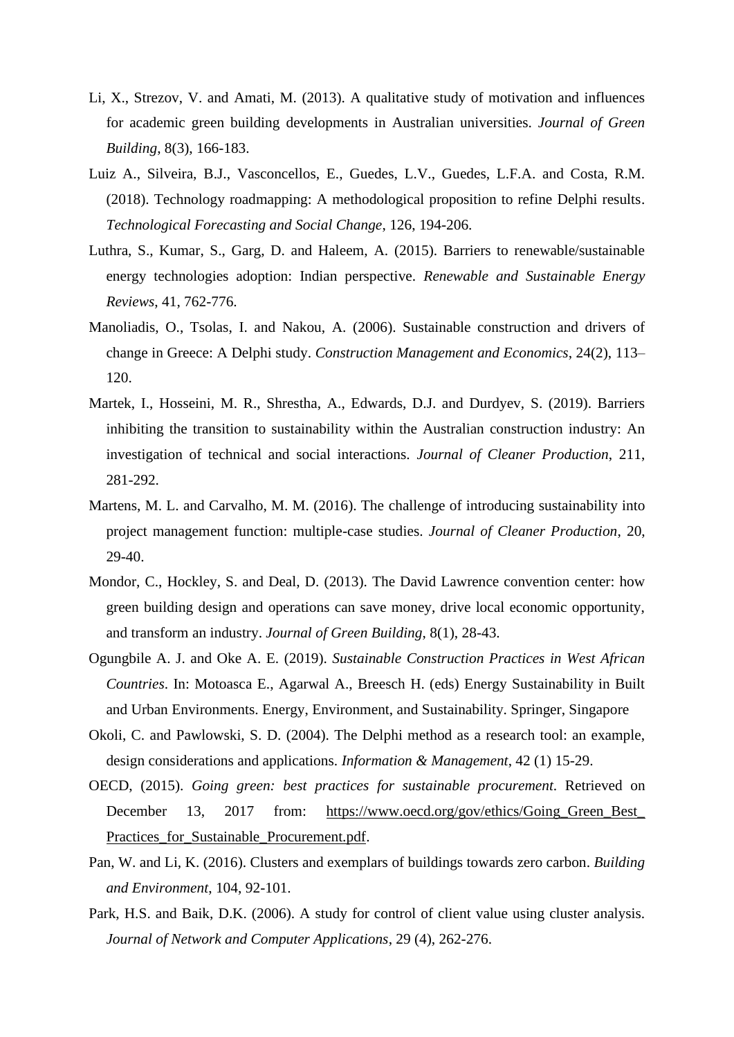Li, X., Strezov, V. and Amati, M. (2013). A qualitative study of motivation and influences for academic green building developments in Australian universities. *Journal of Green Building*, 8(3), 166-183.

Luiz A., Silveira, B.J., Vasconcellos, E., Guedes, L.V., Guedes, L.F.A. and Costa, R.M. (2018). Technology roadmapping: A methodological proposition to refine Delphi results. *Technological Forecasting and Social Change*, 126, 194-206.

Luthra, S., Kumar, S., Garg, D. and Haleem, A. (2015). Barriers to renewable/sustainable energy technologies adoption: Indian perspective. *Renewable and Sustainable Energy Reviews*, 41, 762-776.

Manoliadis, O., Tsolas, I. and Nakou, A. (2006). Sustainable construction and drivers of change in Greece: A Delphi study. *Construction Management and Economics*, 24(2), 113–120.

Martek, I., Hosseini, M. R., Shrestha, A., Edwards, D.J. and Durdyev, S. (2019). Barriers inhibiting the transition to sustainability within the Australian construction industry: An investigation of technical and social interactions. *Journal of Cleaner Production*, 211, 281-292.

Martens, M. L. and Carvalho, M. M. (2016). The challenge of introducing sustainability into project management function: multiple-case studies. *Journal of Cleaner Production*, 20, 29-40.

Mondor, C., Hockley, S. and Deal, D. (2013). The David Lawrence convention center: how green building design and operations can save money, drive local economic opportunity, and transform an industry. *Journal of Green Building*, 8(1), 28-43.

Ogungbile A. J. and Oke A. E. (2019). *Sustainable Construction Practices in West African Countries*. In: Motoasca E., Agarwal A., Breesch H. (eds) Energy Sustainability in Built and Urban Environments. Energy, Environment, and Sustainability. Springer, Singapore

Okoli, C. and Pawlowski, S. D. (2004). The Delphi method as a research tool: an example, design considerations and applications. *Information & Management*, 42 (1) 15-29.

OECD, (2015). *Going green: best practices for sustainable procurement.* Retrieved on December 13, 2017 from: https://www.oecd.org/gov/ethics/Going_Green_Best_Practices_for_Sustainable_Procurement.pdf.

Pan, W. and Li, K. (2016). Clusters and exemplars of buildings towards zero carbon. *Building and Environment*, 104, 92-101.

Park, H.S. and Baik, D.K. (2006). A study for control of client value using cluster analysis. *Journal of Network and Computer Applications*, 29 (4), 262-276.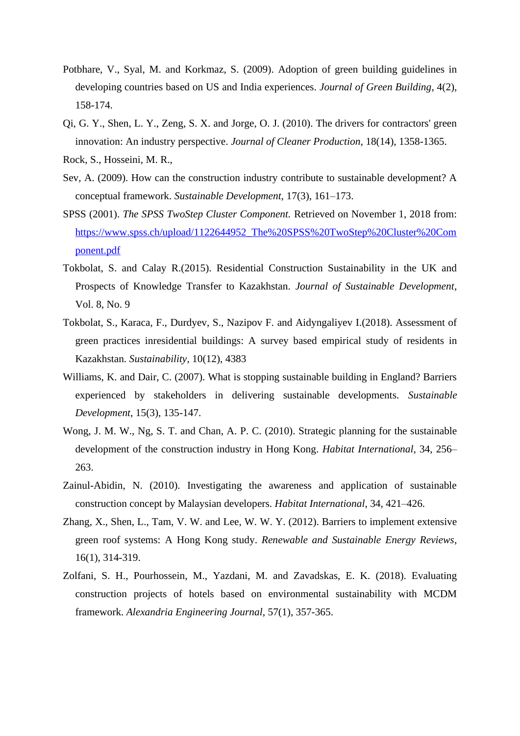Potbhare, V., Syal, M. and Korkmaz, S. (2009). Adoption of green building guidelines in developing countries based on US and India experiences. *Journal of Green Building*, 4(2), 158-174.

Qi, G. Y., Shen, L. Y., Zeng, S. X. and Jorge, O. J. (2010). The drivers for contractors' green innovation: An industry perspective. *Journal of Cleaner Production*, 18(14), 1358-1365.

Rock, S., Hosseini, M. R.,

Sev, A. (2009). How can the construction industry contribute to sustainable development? A conceptual framework. *Sustainable Development*, 17(3), 161–173.

SPSS (2001). *The SPSS TwoStep Cluster Component.* Retrieved on November 1, 2018 from: [https://www.spss.ch/upload/1122644952_The%20SPSS%20TwoStep%20Cluster%20Component.pdf](https://www.spss.ch/upload/1122644952_The%20SPSS%20TwoStep%20Cluster%20Component.pdf)

Tokbolat, S. and Calay R.(2015). Residential Construction Sustainability in the UK and Prospects of Knowledge Transfer to Kazakhstan. *Journal of Sustainable Development*, Vol. 8, No. 9

Tokbolat, S., Karaca, F., Durdyev, S., Nazipov F. and Aidyngaliyev I.(2018). Assessment of green practices inresidential buildings: A survey based empirical study of residents in Kazakhstan. *Sustainability*, 10(12), 4383

Williams, K. and Dair, C. (2007). What is stopping sustainable building in England? Barriers experienced by stakeholders in delivering sustainable developments. *Sustainable Development*, 15(3), 135-147.

Wong, J. M. W., Ng, S. T. and Chan, A. P. C. (2010). Strategic planning for the sustainable development of the construction industry in Hong Kong. *Habitat International*, 34, 256–263.

Zainul-Abidin, N. (2010). Investigating the awareness and application of sustainable construction concept by Malaysian developers. *Habitat International*, 34, 421–426.

Zhang, X., Shen, L., Tam, V. W. and Lee, W. W. Y. (2012). Barriers to implement extensive green roof systems: A Hong Kong study. *Renewable and Sustainable Energy Reviews*, 16(1), 314-319.

Zolfani, S. H., Pourhossein, M., Yazdani, M. and Zavadskas, E. K. (2018). Evaluating construction projects of hotels based on environmental sustainability with MCDM framework. *Alexandria Engineering Journal*, 57(1), 357-365.